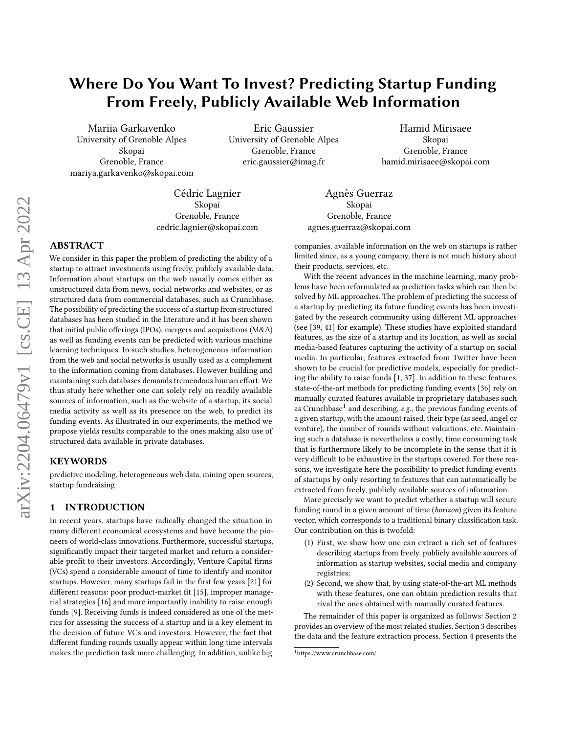# Where Do You Want To Invest? Predicting Startup Funding From Freely, Publicly Available Web Information

Mariia Garkavenko
University of Grenoble Alpes
Skopai
Grenoble, France
mariya.garkavenko@skopai.com

Eric Gaussier
University of Grenoble Alpes
Grenoble, France
eric.gaussier@imag.fr

Hamid Mirisaee
Skopai
Grenoble, France
hamid.mirisaee@skopai.com

Cédric Lagnier
Skopai
Grenoble, France
cedric.lagnier@skopai.com

Agnès Guerraz
Skopai
Grenoble, France
agnes.guerraz@skopai.com

## ABSTRACT

We consider in this paper the problem of predicting the ability of a startup to attract investments using freely, publicly available data. Information about startups on the web usually comes either as unstructured data from news, social networks and websites, or as structured data from commercial databases, such as Crunchbase. The possibility of predicting the success of a startup from structured databases has been studied in the literature and it has been shown that initial public offerings (IPOs), mergers and acquisitions (M&A) as well as funding events can be predicted with various machine learning techniques. In such studies, heterogeneous information from the web and social networks is usually used as a complement to the information coming from databases. However building and maintaining such databases demands tremendous human effort. We thus study here whether one can solely rely on readily available sources of information, such as the website of a startup, its social media activity as well as its presence on the web, to predict its funding events. As illustrated in our experiments, the method we propose yields results comparable to the ones making also use of structured data available in private databases.

## KEYWORDS

predictive modeling, heterogeneous web data, mining open sources, startup fundraising

## 1 INTRODUCTION

In recent years, startups have radically changed the situation in many different economical ecosystems and have become the pioneers of world-class innovations. Furthermore, successful startups, significantly impact their targeted market and return a considerable profit to their investors. Accordingly, Venture Capital firms (VCs) spend a considerable amount of time to identify and monitor startups. However, many startups fail in the first few years [21] for different reasons: poor product-market fit [15], improper managerial strategies [16] and more importantly inability to raise enough funds [9]. Receiving funds is indeed considered as one of the metrics for assessing the success of a startup and is a key element in the decision of future VCs and investors. However, the fact that different funding rounds usually appear within long time intervals makes the prediction task more challenging. In addition, unlike big companies, available information on the web on startups is rather limited since, as a young company, there is not much history about their products, services, etc.

With the recent advances in the machine learning, many problems have been reformulated as prediction tasks which can then be solved by ML approaches. The problem of predicting the success of a startup by predicting its future funding events has been investigated by the research community using different ML approaches (see [39, 41] for example). These studies have exploited standard features, as the size of a startup and its location, as well as social media-based features capturing the activity of a startup on social media. In particular, features extracted from Twitter have been shown to be crucial for predictive models, especially for predicting the ability to raise funds [1, 37]. In addition to these features, state-of-the-art methods for predicting funding events [36] rely on manually curated features available in proprietary databases such as Crunchbase[1] and describing, *e.g.*, the previous funding events of a given startup, with the amount raised, their type (as seed, angel or venture), the number of rounds without valuations, etc. Maintaining such a database is nevertheless a costly, time consuming task that is furthermore likely to be incomplete in the sense that it is very difficult to be exhaustive in the startups covered. For these reasons, we investigate here the possibility to predict funding events of startups by only resorting to features that can automatically be extracted from freely, publicly available sources of information.

More precisely we want to predict whether a startup will secure funding round in a given amount of time (*horizon*) given its feature vector, which corresponds to a traditional binary classification task. Our contribution on this is twofold:

1. First, we show how one can extract a rich set of features describing startups from freely, publicly available sources of information as startup websites, social media and company registries;
2. Second, we show that, by using state-of-the-art ML methods with these features, one can obtain prediction results that rival the ones obtained with manually curated features.

The remainder of this paper is organized as follows: Section 2 provides an overview of the most related studies. Section 3 describes the data and the feature extraction process. Section 4 presents the

[1] https://www.crunchbase.com/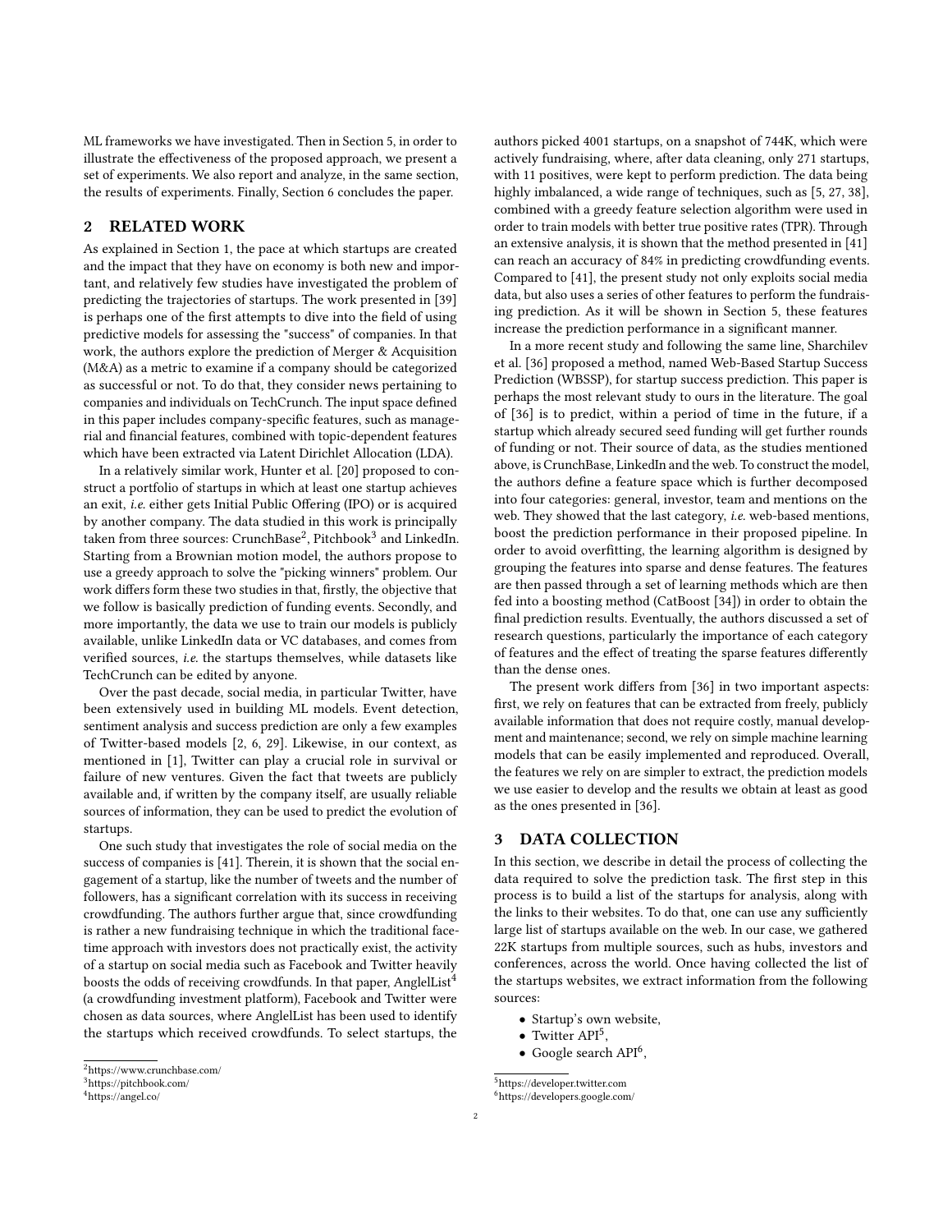ML frameworks we have investigated. Then in Section 5, in order to illustrate the effectiveness of the proposed approach, we present a set of experiments. We also report and analyze, in the same section, the results of experiments. Finally, Section 6 concludes the paper.

## 2 RELATED WORK

As explained in Section 1, the pace at which startups are created and the impact that they have on economy is both new and important, and relatively few studies have investigated the problem of predicting the trajectories of startups. The work presented in [39] is perhaps one of the first attempts to dive into the field of using predictive models for assessing the "success" of companies. In that work, the authors explore the prediction of Merger & Acquisition (M&A) as a metric to examine if a company should be categorized as successful or not. To do that, they consider news pertaining to companies and individuals on TechCrunch. The input space defined in this paper includes company-specific features, such as managerial and financial features, combined with topic-dependent features which have been extracted via Latent Dirichlet Allocation (LDA).

In a relatively similar work, Hunter et al. [20] proposed to construct a portfolio of startups in which at least one startup achieves an exit, *i.e.* either gets Initial Public Offering (IPO) or is acquired by another company. The data studied in this work is principally taken from three sources: CrunchBase[2], Pitchbook[3] and LinkedIn. Starting from a Brownian motion model, the authors propose to use a greedy approach to solve the "picking winners" problem. Our work differs form these two studies in that, firstly, the objective that we follow is basically prediction of funding events. Secondly, and more importantly, the data we use to train our models is publicly available, unlike LinkedIn data or VC databases, and comes from verified sources, *i.e.* the startups themselves, while datasets like TechCrunch can be edited by anyone.

Over the past decade, social media, in particular Twitter, have been extensively used in building ML models. Event detection, sentiment analysis and success prediction are only a few examples of Twitter-based models [2, 6, 29]. Likewise, in our context, as mentioned in [1], Twitter can play a crucial role in survival or failure of new ventures. Given the fact that tweets are publicly available and, if written by the company itself, are usually reliable sources of information, they can be used to predict the evolution of startups.

One such study that investigates the role of social media on the success of companies is [41]. Therein, it is shown that the social engagement of a startup, like the number of tweets and the number of followers, has a significant correlation with its success in receiving crowdfunding. The authors further argue that, since crowdfunding is rather a new fundraising technique in which the traditional face-time approach with investors does not practically exist, the activity of a startup on social media such as Facebook and Twitter heavily boosts the odds of receiving crowdfunds. In that paper, AnglelList[4] (a crowdfunding investment platform), Facebook and Twitter were chosen as data sources, where AnglelList has been used to identify the startups which received crowdfunds. To select startups, the authors picked 4001 startups, on a snapshot of 744K, which were actively fundraising, where, after data cleaning, only 271 startups, with 11 positives, were kept to perform prediction. The data being highly imbalanced, a wide range of techniques, such as [5, 27, 38], combined with a greedy feature selection algorithm were used in order to train models with better true positive rates (TPR). Through an extensive analysis, it is shown that the method presented in [41] can reach an accuracy of 84% in predicting crowdfunding events. Compared to [41], the present study not only exploits social media data, but also uses a series of other features to perform the fundraising prediction. As it will be shown in Section 5, these features increase the prediction performance in a significant manner.

In a more recent study and following the same line, Sharchilev et al. [36] proposed a method, named Web-Based Startup Success Prediction (WBSSP), for startup success prediction. This paper is perhaps the most relevant study to ours in the literature. The goal of [36] is to predict, within a period of time in the future, if a startup which already secured seed funding will get further rounds of funding or not. Their source of data, as the studies mentioned above, is CrunchBase, LinkedIn and the web. To construct the model, the authors define a feature space which is further decomposed into four categories: general, investor, team and mentions on the web. They showed that the last category, *i.e.* web-based mentions, boost the prediction performance in their proposed pipeline. In order to avoid overfitting, the learning algorithm is designed by grouping the features into sparse and dense features. The features are then passed through a set of learning methods which are then fed into a boosting method (CatBoost [34]) in order to obtain the final prediction results. Eventually, the authors discussed a set of research questions, particularly the importance of each category of features and the effect of treating the sparse features differently than the dense ones.

The present work differs from [36] in two important aspects: first, we rely on features that can be extracted from freely, publicly available information that does not require costly, manual development and maintenance; second, we rely on simple machine learning models that can be easily implemented and reproduced. Overall, the features we rely on are simpler to extract, the prediction models we use easier to develop and the results we obtain at least as good as the ones presented in [36].

## 3 DATA COLLECTION

In this section, we describe in detail the process of collecting the data required to solve the prediction task. The first step in this process is to build a list of the startups for analysis, along with the links to their websites. To do that, one can use any sufficiently large list of startups available on the web. In our case, we gathered 22K startups from multiple sources, such as hubs, investors and conferences, across the world. Once having collected the list of the startups websites, we extract information from the following sources:

- Startup's own website,
- Twitter API[5],
- Google search API[6],

[2] https://www.crunchbase.com/
[3] https://pitchbook.com/
[4] https://angel.co/
[5] https://developer.twitter.com
[6] https://developers.google.com/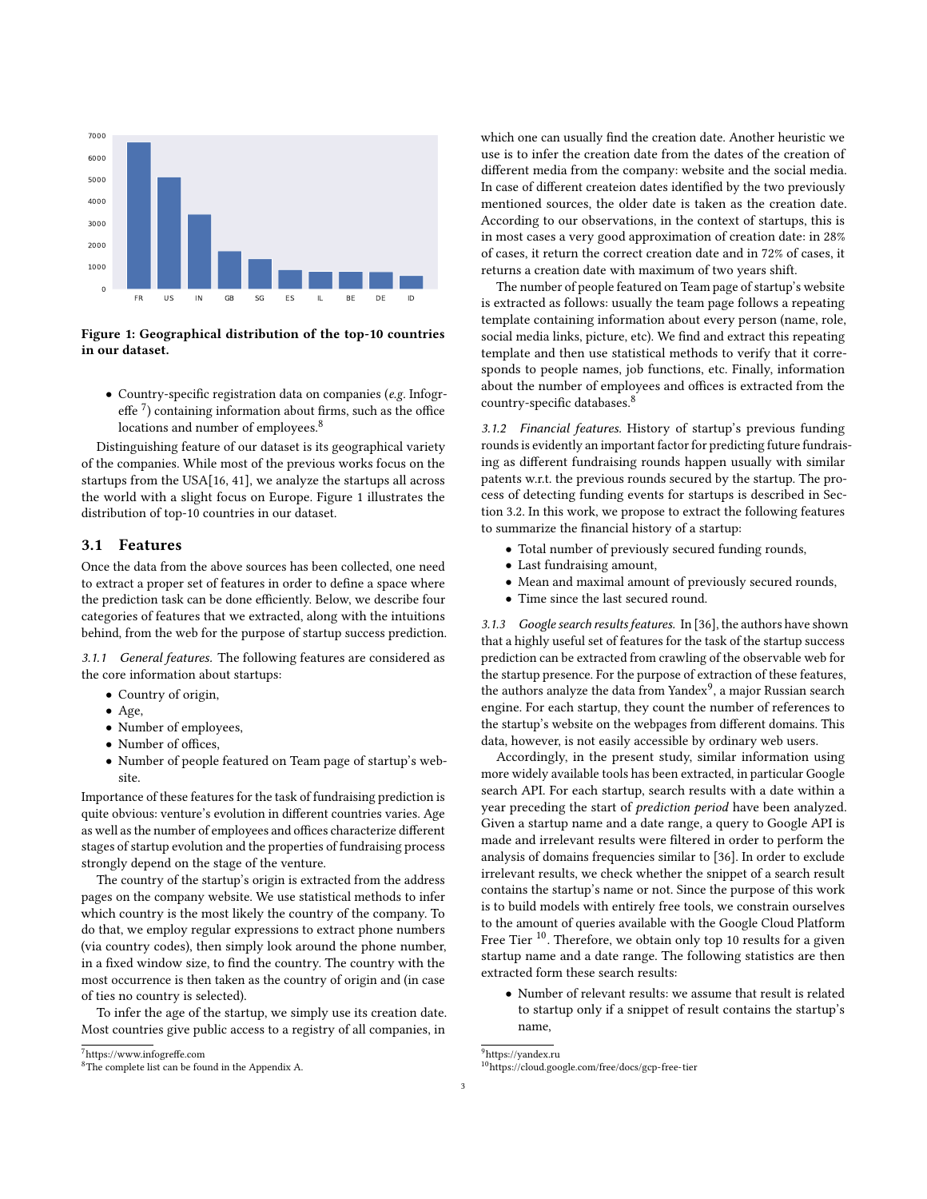**Figure 1: Geographical distribution of the top-10 countries in our dataset.**

- Country-specific registration data on companies (*e.g.* Infogreffe [7]) containing information about firms, such as the office locations and number of employees.[8]

Distinguishing feature of our dataset is its geographical variety of the companies. While most of the previous works focus on the startups from the USA[16, 41], we analyze the startups all across the world with a slight focus on Europe. Figure 1 illustrates the distribution of top-10 countries in our dataset.

## 3.1 Features

Once the data from the above sources has been collected, one need to extract a proper set of features in order to define a space where the prediction task can be done efficiently. Below, we describe four categories of features that we extracted, along with the intuitions behind, from the web for the purpose of startup success prediction.

*3.1.1 General features.* The following features are considered as the core information about startups:

- Country of origin,
- Age,
- Number of employees,
- Number of offices,
- Number of people featured on Team page of startup's website.

Importance of these features for the task of fundraising prediction is quite obvious: venture's evolution in different countries varies. Age as well as the number of employees and offices characterize different stages of startup evolution and the properties of fundraising process strongly depend on the stage of the venture.

The country of the startup's origin is extracted from the address pages on the company website. We use statistical methods to infer which country is the most likely the country of the company. To do that, we employ regular expressions to extract phone numbers (via country codes), then simply look around the phone number, in a fixed window size, to find the country. The country with the most occurrence is then taken as the country of origin and (in case of ties no country is selected).

To infer the age of the startup, we simply use its creation date. Most countries give public access to a registry of all companies, in which one can usually find the creation date. Another heuristic we use is to infer the creation date from the dates of the creation of different media from the company: website and the social media. In case of different createion dates identified by the two previously mentioned sources, the older date is taken as the creation date. According to our observations, in the context of startups, this is in most cases a very good approximation of creation date: in 28% of cases, it return the correct creation date and in 72% of cases, it returns a creation date with maximum of two years shift.

The number of people featured on Team page of startup's website is extracted as follows: usually the team page follows a repeating template containing information about every person (name, role, social media links, picture, etc). We find and extract this repeating template and then use statistical methods to verify that it corresponds to people names, job functions, etc. Finally, information about the number of employees and offices is extracted from the country-specific databases.[8]

*3.1.2 Financial features.* History of startup's previous funding rounds is evidently an important factor for predicting future fundraising as different fundraising rounds happen usually with similar patents w.r.t. the previous rounds secured by the startup. The process of detecting funding events for startups is described in Section 3.2. In this work, we propose to extract the following features to summarize the financial history of a startup:

- Total number of previously secured funding rounds,
- Last fundraising amount,
- Mean and maximal amount of previously secured rounds,
- Time since the last secured round.

*3.1.3 Google search results features.* In [36], the authors have shown that a highly useful set of features for the task of the startup success prediction can be extracted from crawling of the observable web for the startup presence. For the purpose of extraction of these features, the authors analyze the data from Yandex[9], a major Russian search engine. For each startup, they count the number of references to the startup's website on the webpages from different domains. This data, however, is not easily accessible by ordinary web users.

Accordingly, in the present study, similar information using more widely available tools has been extracted, in particular Google search API. For each startup, search results with a date within a year preceding the start of *prediction period* have been analyzed. Given a startup name and a date range, a query to Google API is made and irrelevant results were filtered in order to perform the analysis of domains frequencies similar to [36]. In order to exclude irrelevant results, we check whether the snippet of a search result contains the startup's name or not. Since the purpose of this work is to build models with entirely free tools, we constrain ourselves to the amount of queries available with the Google Cloud Platform Free Tier [10]. Therefore, we obtain only top 10 results for a given startup name and a date range. The following statistics are then extracted form these search results:

- Number of relevant results: we assume that result is related to startup only if a snippet of result contains the startup's name,

[7] https://www.infogreffe.com
[8] The complete list can be found in the Appendix A.
[9] https://yandex.ru
[10] https://cloud.google.com/free/docs/gcp-free-tier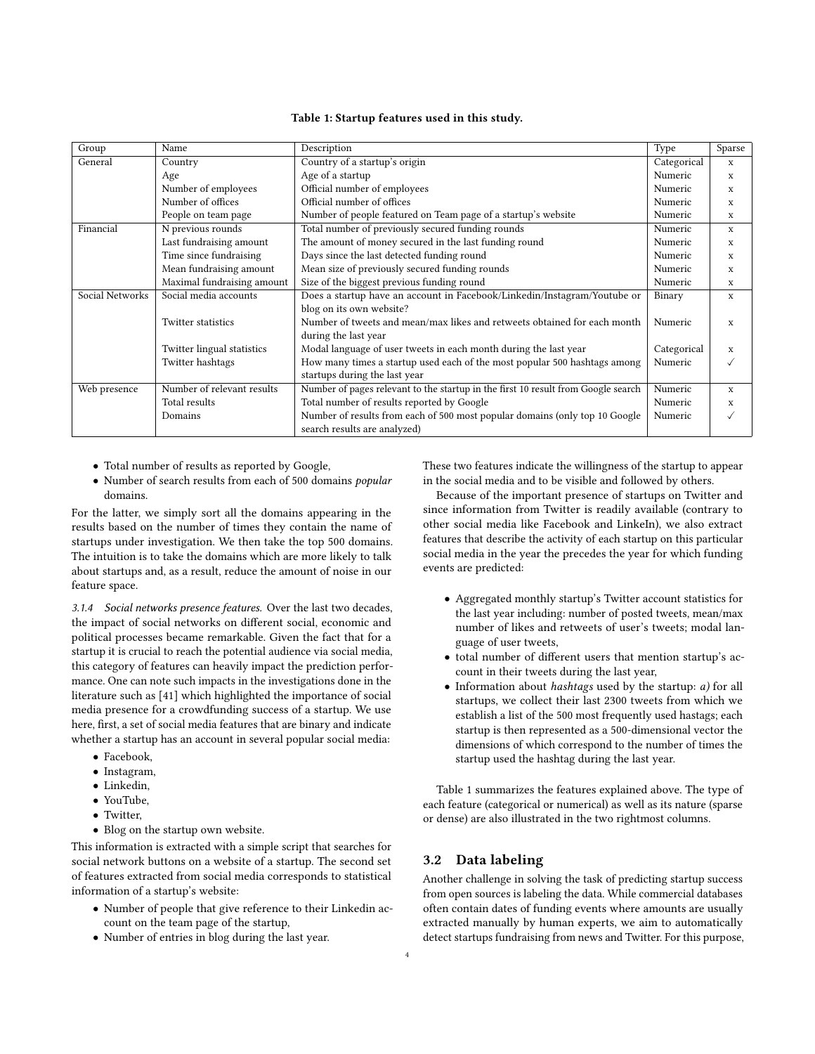**Table 1: Startup features used in this study.**

| Group | Name | Description | Type | Sparse |
|---|---|---|---|---|
| General | Country | Country of a startup's origin | Categorical | x |
| | Age | Age of a startup | Numeric | x |
| | Number of employees | Official number of employees | Numeric | x |
| | Number of offices | Official number of offices | Numeric | x |
| | People on team page | Number of people featured on Team page of a startup's website | Numeric | x |
| Financial | N previous rounds | Total number of previously secured funding rounds | Numeric | x |
| | Last fundraising amount | The amount of money secured in the last funding round | Numeric | x |
| | Time since fundraising | Days since the last detected funding round | Numeric | x |
| | Mean fundraising amount | Mean size of previously secured funding rounds | Numeric | x |
| | Maximal fundraising amount | Size of the biggest previous funding round | Numeric | x |
| Social Networks | Social media accounts | Does a startup have an account in Facebook/Linkedin/Instagram/Youtube or blog on its own website? | Binary | x |
| | Twitter statistics | Number of tweets and mean/max likes and retweets obtained for each month during the last year | Numeric | x |
| | Twitter lingual statistics | Modal language of user tweets in each month during the last year | Categorical | x |
| | Twitter hashtags | How many times a startup used each of the most popular 500 hashtags among startups during the last year | Numeric | ✓ |
| Web presence | Number of relevant results | Number of pages relevant to the startup in the first 10 result from Google search | Numeric | x |
| | Total results | Total number of results reported by Google | Numeric | x |
| | Domains | Number of results from each of 500 most popular domains (only top 10 Google search results are analyzed) | Numeric | ✓ |

- Total number of results as reported by Google,
- Number of search results from each of 500 domains *popular* domains.

For the latter, we simply sort all the domains appearing in the results based on the number of times they contain the name of startups under investigation. We then take the top 500 domains. The intuition is to take the domains which are more likely to talk about startups and, as a result, reduce the amount of noise in our feature space.

#### 3.1.4 *Social networks presence features.*

Over the last two decades, the impact of social networks on different social, economic and political processes became remarkable. Given the fact that for a startup it is crucial to reach the potential audience via social media, this category of features can heavily impact the prediction performance. One can note such impacts in the investigations done in the literature such as [41] which highlighted the importance of social media presence for a crowdfunding success of a startup. We use here, first, a set of social media features that are binary and indicate whether a startup has an account in several popular social media:

- Facebook,
- Instagram,
- Linkedin,
- YouTube,
- Twitter,
- Blog on the startup own website.

This information is extracted with a simple script that searches for social network buttons on a website of a startup. The second set of features extracted from social media corresponds to statistical information of a startup's website:

- Number of people that give reference to their Linkedin account on the team page of the startup,
- Number of entries in blog during the last year.

These two features indicate the willingness of the startup to appear in the social media and to be visible and followed by others.

Because of the important presence of startups on Twitter and since information from Twitter is readily available (contrary to other social media like Facebook and LinkeIn), we also extract features that describe the activity of each startup on this particular social media in the year the precedes the year for which funding events are predicted:

- Aggregated monthly startup's Twitter account statistics for the last year including: number of posted tweets, mean/max number of likes and retweets of user's tweets; modal language of user tweets,
- total number of different users that mention startup's account in their tweets during the last year,
- Information about *hashtags* used by the startup: *a)* for all startups, we collect their last 2300 tweets from which we establish a list of the 500 most frequently used hastags; each startup is then represented as a 500-dimensional vector the dimensions of which correspond to the number of times the startup used the hashtag during the last year.

Table 1 summarizes the features explained above. The type of each feature (categorical or numerical) as well as its nature (sparse or dense) are also illustrated in the two rightmost columns.

### 3.2 Data labeling

Another challenge in solving the task of predicting startup success from open sources is labeling the data. While commercial databases often contain dates of funding events where amounts are usually extracted manually by human experts, we aim to automatically detect startups fundraising from news and Twitter. For this purpose,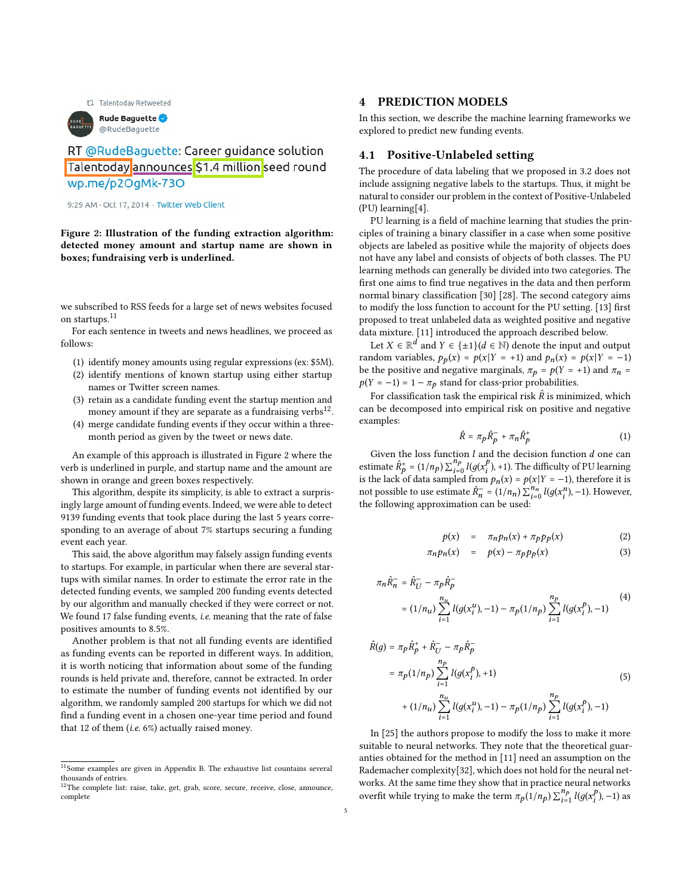Talentoday Retweeted

Rude Baguette @RudeBaguette

RT @RudeBaguette: Career guidance solution Talentoday announces $1.4 million seed round wp.me/p2OgMk-73O

9:29 AM · Oct 17, 2014 · Twitter Web Client

**Figure 2: Illustration of the funding extraction algorithm: detected money amount and startup name are shown in boxes; fundraising verb is underlined.**

we subscribed to RSS feeds for a large set of news websites focused on startups.[11]

For each sentence in tweets and news headlines, we proceed as follows:

1. identify money amounts using regular expressions (ex: $5M).
2. identify mentions of known startup using either startup names or Twitter screen names.
3. retain as a candidate funding event the startup mention and money amount if they are separate as a fundraising verbs[12].
4. merge candidate funding events if they occur within a three-month period as given by the tweet or news date.

An example of this approach is illustrated in Figure 2 where the verb is underlined in purple, and startup name and the amount are shown in orange and green boxes respectively.

This algorithm, despite its simplicity, is able to extract a surprisingly large amount of funding events. Indeed, we were able to detect 9139 funding events that took place during the last 5 years corresponding to an average of about 7% startups securing a funding event each year.

This said, the above algorithm may falsely assign funding events to startups. For example, in particular when there are several startups with similar names. In order to estimate the error rate in the detected funding events, we sampled 200 funding events detected by our algorithm and manually checked if they were correct or not. We found 17 false funding events, *i.e.* meaning that the rate of false positives amounts to 8.5%.

Another problem is that not all funding events are identified as funding events can be reported in different ways. In addition, it is worth noticing that information about some of the funding rounds is held private and, therefore, cannot be extracted. In order to estimate the number of funding events not identified by our algorithm, we randomly sampled 200 startups for which we did not find a funding event in a chosen one-year time period and found that 12 of them (*i.e.* 6%) actually raised money.

[11] Some examples are given in Appendix B. The exhaustive list countains several thousands of entries.

[12] The complete list: raise, take, get, grab, score, secure, receive, close, announce, complete

## 4 PREDICTION MODELS

In this section, we describe the machine learning frameworks we explored to predict new funding events.

### 4.1 Positive-Unlabeled setting

The procedure of data labeling that we proposed in 3.2 does not include assigning negative labels to the startups. Thus, it might be natural to consider our problem in the context of Positive-Unlabeled (PU) learning[4].

PU learning is a field of machine learning that studies the principles of training a binary classifier in a case when some positive objects are labeled as positive while the majority of objects does not have any label and consists of objects of both classes. The PU learning methods can generally be divided into two categories. The first one aims to find true negatives in the data and then perform normal binary classification [30] [28]. The second category aims to modify the loss function to account for the PU setting. [13] first proposed to treat unlabeled data as weighted positive and negative data mixture. [11] introduced the approach described below.

Let $X \in \mathbb{R}^d$ and $Y \in \{\pm 1\} (d \in \mathbb{N})$ denote the input and output random variables, $p_p(x) = p(x|Y = +1)$ and $p_n(x) = p(x|Y = -1)$ be the positive and negative marginals, $\pi_p = p(Y = +1)$ and $\pi_n = p(Y = -1) = 1 - \pi_p$ stand for class-prior probabilities.

For classification task the empirical risk $\hat{R}$ is minimized, which can be decomposed into empirical risk on positive and negative examples:

$$\hat{R} = \pi_p \hat{R}_p^- + \pi_n \hat{R}_p^+ \tag{1}$$

Given the loss function $l$ and the decision function $d$ one can estimate $\hat{R}_p^+ = (1/n_p) \sum_{i=0}^{n_p} l(g(x_i^p), +1)$. The difficulty of PU learning is the lack of data sampled from $p_n(x) = p(x|Y = -1)$, therefore it is not possible to use estimate $\hat{R}_n^- = (1/n_n) \sum_{i=0}^{n_n} l(g(x_i^n), -1)$. However, the following approximation can be used:

$$p(x) = \pi_n p_n(x) + \pi_p p_p(x) \tag{2}$$

$$\pi_n p_n(x) = p(x) - \pi_p p_p(x) \tag{3}$$

$$\begin{aligned} \pi_n \hat{R}_n^- &= \hat{R}_U^- - \pi_p \hat{R}_p^- \\ &= (1/n_u) \sum_{i=1}^{n_u} l(g(x_i^u), -1) - \pi_p (1/n_p) \sum_{i=1}^{n_p} l(g(x_i^p), -1) \end{aligned} \tag{4}$$

$$\begin{aligned} \hat{R}(g) &= \pi_p \hat{R}_p^+ + \hat{R}_U^- - \pi_p \hat{R}_p^- \\ &= \pi_p (1/n_p) \sum_{i=1}^{n_p} l(g(x_i^p), +1) \\ &\quad + (1/n_u) \sum_{i=1}^{n_u} l(g(x_i^u), -1) - \pi_p (1/n_p) \sum_{i=1}^{n_p} l(g(x_i^p), -1) \end{aligned} \tag{5}$$

In [25] the authors propose to modify the loss to make it more suitable to neural networks. They note that the theoretical guaranties obtained for the method in [11] need an assumption on the Rademacher complexity[32], which does not hold for the neural networks. At the same time they show that in practice neural networks overfit while trying to make the term $\pi_p (1/n_p) \sum_{i=1}^{n_p} l(g(x_i^p), -1)$ as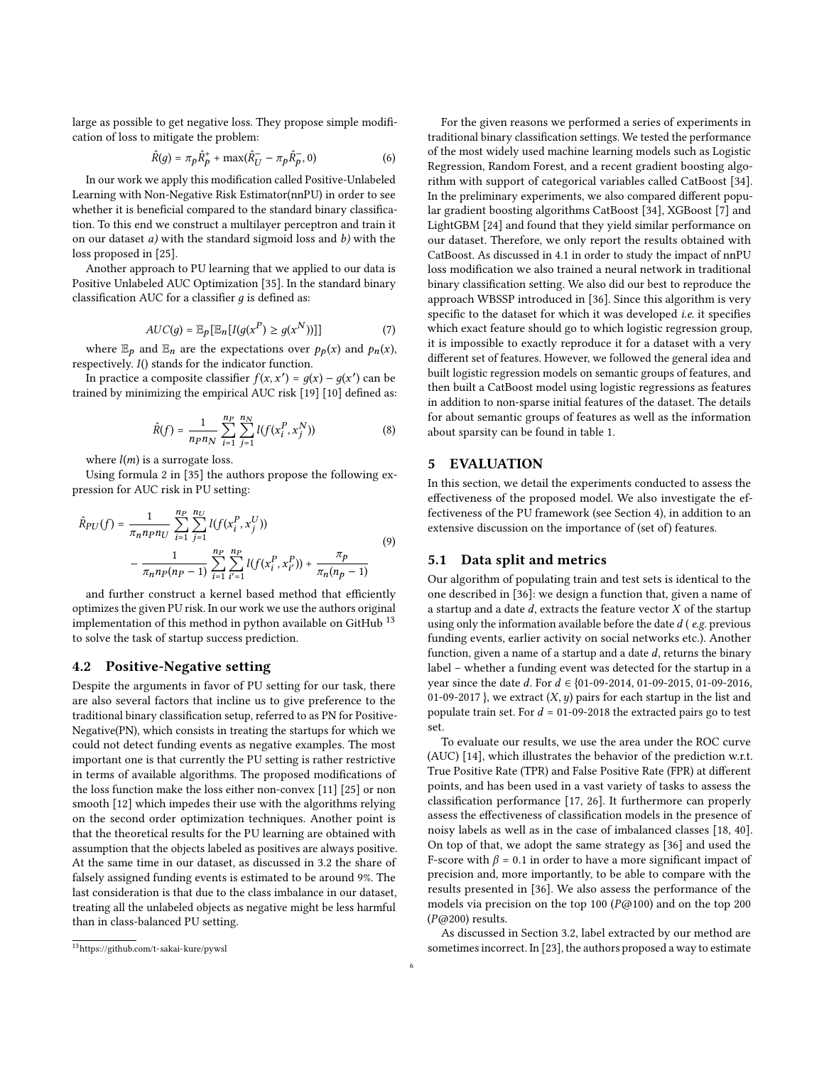large as possible to get negative loss. They propose simple modification of loss to mitigate the problem:

$$\hat{R}(g) = \pi_p \hat{R}_p^+ + \max(\hat{R}_U^- - \pi_p \hat{R}_p^-, 0) \tag{6}$$

In our work we apply this modification called Positive-Unlabeled Learning with Non-Negative Risk Estimator(nnPU) in order to see whether it is beneficial compared to the standard binary classification. To this end we construct a multilayer perceptron and train it on our dataset *a)* with the standard sigmoid loss and *b)* with the loss proposed in [25].

Another approach to PU learning that we applied to our data is Positive Unlabeled AUC Optimization [35]. In the standard binary classification AUC for a classifier $g$ is defined as:

$$AUC(g) = \mathbb{E}_p[\mathbb{E}_n[I(g(x^P) \geq g(x^N))]] \tag{7}$$

where $\mathbb{E}_p$ and $\mathbb{E}_n$ are the expectations over $p_p(x)$ and $p_n(x)$, respectively. $I()$ stands for the indicator function.

In practice a composite classifier $f(x, x') = g(x) - g(x')$ can be trained by minimizing the empirical AUC risk [19] [10] defined as:

$$\hat{R}(f) = \frac{1}{n_P n_N} \sum_{i=1}^{n_P} \sum_{j=1}^{n_N} l(f(x_i^P, x_j^N)) \tag{8}$$

where $l(m)$ is a surrogate loss.

Using formula 2 in [35] the authors propose the following expression for AUC risk in PU setting:

$$\hat{R}_{PU}(f) = \frac{1}{\pi_n n_P n_U} \sum_{i=1}^{n_P} \sum_{j=1}^{n_U} l(f(x_i^P, x_j^U)) - \frac{1}{\pi_n n_P (n_P - 1)} \sum_{i=1}^{n_P} \sum_{i'=1}^{n_P} l(f(x_i^P, x_{i'}^P)) + \frac{\pi_p}{\pi_n (n_p - 1)} \tag{9}$$

and further construct a kernel based method that efficiently optimizes the given PU risk. In our work we use the authors original implementation of this method in python available on GitHub [13] to solve the task of startup success prediction.

## 4.2 Positive-Negative setting

Despite the arguments in favor of PU setting for our task, there are also several factors that incline us to give preference to the traditional binary classification setup, referred to as PN for Positive-Negative(PN), which consists in treating the startups for which we could not detect funding events as negative examples. The most important one is that currently the PU setting is rather restrictive in terms of available algorithms. The proposed modifications of the loss function make the loss either non-convex [11] [25] or non smooth [12] which impedes their use with the algorithms relying on the second order optimization techniques. Another point is that the theoretical results for the PU learning are obtained with assumption that the objects labeled as positives are always positive. At the same time in our dataset, as discussed in 3.2 the share of falsely assigned funding events is estimated to be around 9%. The last consideration is that due to the class imbalance in our dataset, treating all the unlabeled objects as negative might be less harmful than in class-balanced PU setting.

[13] https://github.com/t-sakai-kure/pywsl

For the given reasons we performed a series of experiments in traditional binary classification settings. We tested the performance of the most widely used machine learning models such as Logistic Regression, Random Forest, and a recent gradient boosting algorithm with support of categorical variables called CatBoost [34]. In the preliminary experiments, we also compared different popular gradient boosting algorithms CatBoost [34], XGBoost [7] and LightGBM [24] and found that they yield similar performance on our dataset. Therefore, we only report the results obtained with CatBoost. As discussed in 4.1 in order to study the impact of nnPU loss modification we also trained a neural network in traditional binary classification setting. We also did our best to reproduce the approach WBSSP introduced in [36]. Since this algorithm is very specific to the dataset for which it was developed *i.e.* it specifies which exact feature should go to which logistic regression group, it is impossible to exactly reproduce it for a dataset with a very different set of features. However, we followed the general idea and built logistic regression models on semantic groups of features, and then built a CatBoost model using logistic regressions as features in addition to non-sparse initial features of the dataset. The details for about semantic groups of features as well as the information about sparsity can be found in table 1.

# 5 EVALUATION

In this section, we detail the experiments conducted to assess the effectiveness of the proposed model. We also investigate the effectiveness of the PU framework (see Section 4), in addition to an extensive discussion on the importance of (set of) features.

## 5.1 Data split and metrics

Our algorithm of populating train and test sets is identical to the one described in [36]: we design a function that, given a name of a startup and a date $d$, extracts the feature vector $X$ of the startup using only the information available before the date $d$ ( *e.g.* previous funding events, earlier activity on social networks etc.). Another function, given a name of a startup and a date $d$, returns the binary label – whether a funding event was detected for the startup in a year since the date $d$. For $d \in$ {01-09-2014, 01-09-2015, 01-09-2016, 01-09-2017 }, we extract $(X, y)$ pairs for each startup in the list and populate train set. For $d$ = 01-09-2018 the extracted pairs go to test set.

To evaluate our results, we use the area under the ROC curve (AUC) [14], which illustrates the behavior of the prediction w.r.t. True Positive Rate (TPR) and False Positive Rate (FPR) at different points, and has been used in a vast variety of tasks to assess the classification performance [17, 26]. It furthermore can properly assess the effectiveness of classification models in the presence of noisy labels as well as in the case of imbalanced classes [18, 40]. On top of that, we adopt the same strategy as [36] and used the F-score with $\beta = 0.1$ in order to have a more significant impact of precision and, more importantly, to be able to compare with the results presented in [36]. We also assess the performance of the models via precision on the top 100 ($P@100$) and on the top 200 ($P@200$) results.

As discussed in Section 3.2, label extracted by our method are sometimes incorrect. In [23], the authors proposed a way to estimate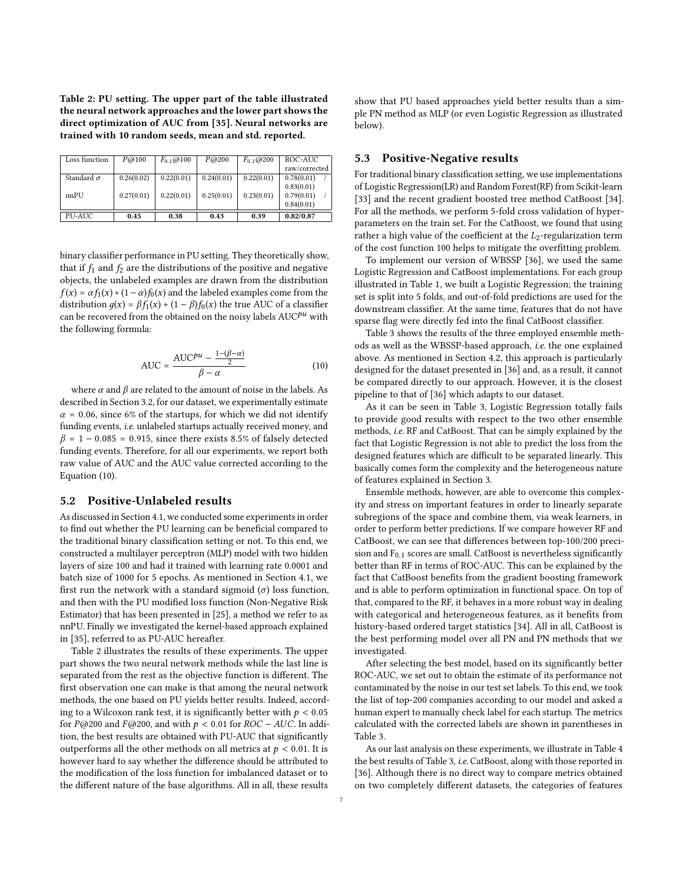**Table 2: PU setting. The upper part of the table illustrated the neural network approaches and the lower part shows the direct optimization of AUC from [35]. Neural networks are trained with 10 random seeds, mean and std. reported.**

| Loss function | $P$@100 | $F_{0.1}$@100 | $P$@200 | $F_{0.1}$@200 | ROC-AUC raw/corrected |
|---|---|---|---|---|---|
| Standard $\sigma$ | 0.26(0.02) | 0.22(0.01) | 0.24(0.01) | 0.22(0.01) | 0.78(0.01) / 0.83(0.01) |
| nnPU | 0.27(0.01) | 0.22(0.01) | 0.25(0.01) | 0.23(0.01) | 0.79(0.01) / 0.84(0.01) |
| PU-AUC | **0.45** | **0.38** | **0.43** | **0.39** | **0.82/0.87** |

binary classifier performance in PU setting. They theoretically show, that if $f_1$ and $f_2$ are the distributions of the positive and negative objects, the unlabeled examples are drawn from the distribution $f(x) = \alpha f_1(x) + (1-\alpha) f_0(x)$ and the labeled examples come from the distribution $g(x) = \beta f_1(x) + (1-\beta) f_0(x)$ the true AUC of a classifier can be recovered from the obtained on the noisy labels $\text{AUC}^{pu}$ with the following formula:

$$\text{AUC} = \frac{\text{AUC}^{pu} - \frac{1-(\beta-\alpha)}{2}}{\beta - \alpha} \tag{10}$$

where $\alpha$ and $\beta$ are related to the amount of noise in the labels. As described in Section 3.2, for our dataset, we experimentally estimate $\alpha = 0.06$, since 6% of the startups, for which we did not identify funding events, *i.e.* unlabeled startups actually received money, and $\beta = 1 - 0.085 = 0.915$, since there exists 8.5% of falsely detected funding events. Therefore, for all our experiments, we report both raw value of AUC and the AUC value corrected according to the Equation (10).

## 5.2 Positive-Unlabeled results

As discussed in Section 4.1, we conducted some experiments in order to find out whether the PU learning can be beneficial compared to the traditional binary classification setting or not. To this end, we constructed a multilayer perceptron (MLP) model with two hidden layers of size 100 and had it trained with learning rate 0.0001 and batch size of 1000 for 5 epochs. As mentioned in Section 4.1, we first run the network with a standard sigmoid ($\sigma$) loss function, and then with the PU modified loss function (Non-Negative Risk Estimator) that has been presented in [25], a method we refer to as nnPU. Finally we investigated the kernel-based approach explained in [35], referred to as PU-AUC hereafter.

Table 2 illustrates the results of these experiments. The upper part shows the two neural network methods while the last line is separated from the rest as the objective function is different. The first observation one can make is that among the neural network methods, the one based on PU yields better results. Indeed, according to a Wilcoxon rank test, it is significantly better with $p < 0.05$ for $P$@200 and $F$@200, and with $p < 0.01$ for $ROC-AUC$. In addition, the best results are obtained with PU-AUC that significantly outperforms all the other methods on all metrics at $p < 0.01$. It is however hard to say whether the difference should be attributed to the modification of the loss function for imbalanced dataset or to the different nature of the base algorithms. All in all, these results show that PU based approaches yield better results than a simple PN method as MLP (or even Logistic Regression as illustrated below).

## 5.3 Positive-Negative results

For traditional binary classification setting, we use implementations of Logistic Regression(LR) and Random Forest(RF) from Scikit-learn [33] and the recent gradient boosted tree method CatBoost [34]. For all the methods, we perform 5-fold cross validation of hyperparameters on the train set. For the CatBoost, we found that using rather a high value of the coefficient at the $L_2$-regularization term of the cost function 100 helps to mitigate the overfitting problem.

To implement our version of WBSSP [36], we used the same Logistic Regression and CatBoost implementations. For each group illustrated in Table 1, we built a Logistic Regression; the training set is split into 5 folds, and out-of-fold predictions are used for the downstream classifier. At the same time, features that do not have sparse flag were directly fed into the final CatBoost classifier.

Table 3 shows the results of the three employed ensemble methods as well as the WBSSP-based approach, *i.e.* the one explained above. As mentioned in Section 4.2, this approach is particularly designed for the dataset presented in [36] and, as a result, it cannot be compared directly to our approach. However, it is the closest pipeline to that of [36] which adapts to our dataset.

As it can be seen in Table 3, Logistic Regression totally fails to provide good results with respect to the two other ensemble methods, *i.e.* RF and CatBoost. That can be simply explained by the fact that Logistic Regression is not able to predict the loss from the designed features which are difficult to be separated linearly. This basically comes form the complexity and the heterogeneous nature of features explained in Section 3.

Ensemble methods, however, are able to overcome this complexity and stress on important features in order to linearly separate subregions of the space and combine them, via weak learners, in order to perform better predictions. If we compare however RF and CatBoost, we can see that differences between top-100/200 precision and $F_{0.1}$ scores are small. CatBoost is nevertheless significantly better than RF in terms of ROC-AUC. This can be explained by the fact that CatBoost benefits from the gradient boosting framework and is able to perform optimization in functional space. On top of that, compared to the RF, it behaves in a more robust way in dealing with categorical and heterogeneous features, as it benefits from history-based ordered target statistics [34]. All in all, CatBoost is the best performing model over all PN and PN methods that we investigated.

After selecting the best model, based on its significantly better ROC-AUC, we set out to obtain the estimate of its performance not contaminated by the noise in our test set labels. To this end, we took the list of top-200 companies according to our model and asked a human expert to manually check label for each startup. The metrics calculated with the corrected labels are shown in parentheses in Table 3.

As our last analysis on these experiments, we illustrate in Table 4 the best results of Table 3, *i.e.* CatBoost, along with those reported in [36]. Although there is no direct way to compare metrics obtained on two completely different datasets, the categories of features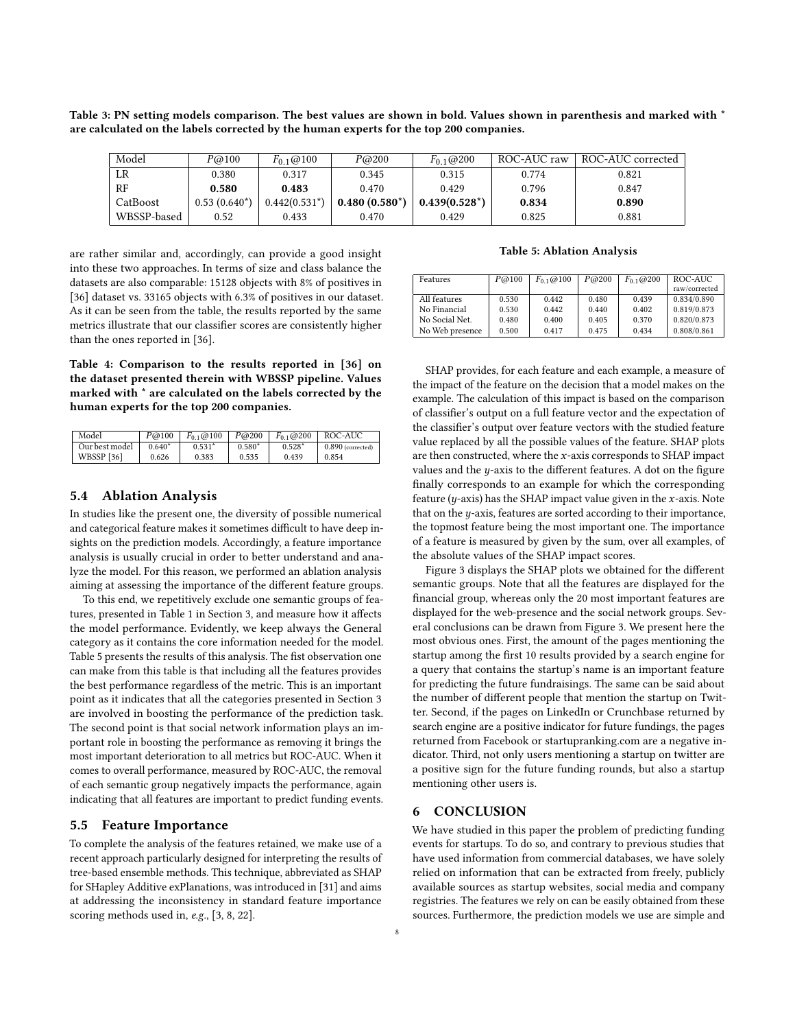**Table 3: PN setting models comparison. The best values are shown in bold. Values shown in parenthesis and marked with * are calculated on the labels corrected by the human experts for the top 200 companies.**

| Model | $P$@100 | $F_{0.1}$@100 | $P$@200 | $F_{0.1}$@200 | ROC-AUC raw | ROC-AUC corrected |
|---|---|---|---|---|---|---|
| LR | 0.380 | 0.317 | 0.345 | 0.315 | 0.774 | 0.821 |
| RF | **0.580** | **0.483** | 0.470 | 0.429 | 0.796 | 0.847 |
| CatBoost | 0.53 (0.640*) | 0.442(0.531*) | **0.480 (0.580*)** | **0.439(0.528*)** | **0.834** | **0.890** |
| WBSSP-based | 0.52 | 0.433 | 0.470 | 0.429 | 0.825 | 0.881 |

are rather similar and, accordingly, can provide a good insight into these two approaches. In terms of size and class balance the datasets are also comparable: 15128 objects with 8% of positives in [36] dataset vs. 33165 objects with 6.3% of positives in our dataset. As it can be seen from the table, the results reported by the same metrics illustrate that our classifier scores are consistently higher than the ones reported in [36].

**Table 4: Comparison to the results reported in [36] on the dataset presented therein with WBSSP pipeline. Values marked with * are calculated on the labels corrected by the human experts for the top 200 companies.**

| Model | $P$@100 | $F_{0.1}$@100 | $P$@200 | $F_{0.1}$@200 | ROC-AUC |
|---|---|---|---|---|---|
| Our best model | 0.640* | 0.531* | 0.580* | 0.528* | 0.890 (corrected) |
| WBSSP [36] | 0.626 | 0.383 | 0.535 | 0.439 | 0.854 |

## 5.4 Ablation Analysis

In studies like the present one, the diversity of possible numerical and categorical feature makes it sometimes difficult to have deep insights on the prediction models. Accordingly, a feature importance analysis is usually crucial in order to better understand and analyze the model. For this reason, we performed an ablation analysis aiming at assessing the importance of the different feature groups.

To this end, we repetitively exclude one semantic groups of features, presented in Table 1 in Section 3, and measure how it affects the model performance. Evidently, we keep always the General category as it contains the core information needed for the model. Table 5 presents the results of this analysis. The fist observation one can make from this table is that including all the features provides the best performance regardless of the metric. This is an important point as it indicates that all the categories presented in Section 3 are involved in boosting the performance of the prediction task. The second point is that social network information plays an important role in boosting the performance as removing it brings the most important deterioration to all metrics but ROC-AUC. When it comes to overall performance, measured by ROC-AUC, the removal of each semantic group negatively impacts the performance, again indicating that all features are important to predict funding events.

**Table 5: Ablation Analysis**

| Features | $P$@100 | $F_{0.1}$@100 | $P$@200 | $F_{0.1}$@200 | ROC-AUC raw/corrected |
|---|---|---|---|---|---|
| All features | 0.530 | 0.442 | 0.480 | 0.439 | 0.834/0.890 |
| No Financial | 0.530 | 0.442 | 0.440 | 0.402 | 0.819/0.873 |
| No Social Net. | 0.480 | 0.400 | 0.405 | 0.370 | 0.820/0.873 |
| No Web presence | 0.500 | 0.417 | 0.475 | 0.434 | 0.808/0.861 |

## 5.5 Feature Importance

To complete the analysis of the features retained, we make use of a recent approach particularly designed for interpreting the results of tree-based ensemble methods. This technique, abbreviated as SHAP for SHapley Additive exPlanations, was introduced in [31] and aims at addressing the inconsistency in standard feature importance scoring methods used in, *e.g.*, [3, 8, 22].

SHAP provides, for each feature and each example, a measure of the impact of the feature on the decision that a model makes on the example. The calculation of this impact is based on the comparison of classifier's output on a full feature vector and the expectation of the classifier's output over feature vectors with the studied feature value replaced by all the possible values of the feature. SHAP plots are then constructed, where the $x$-axis corresponds to SHAP impact values and the $y$-axis to the different features. A dot on the figure finally corresponds to an example for which the corresponding feature ($y$-axis) has the SHAP impact value given in the $x$-axis. Note that on the $y$-axis, features are sorted according to their importance, the topmost feature being the most important one. The importance of a feature is measured by given by the sum, over all examples, of the absolute values of the SHAP impact scores.

Figure 3 displays the SHAP plots we obtained for the different semantic groups. Note that all the features are displayed for the financial group, whereas only the 20 most important features are displayed for the web-presence and the social network groups. Several conclusions can be drawn from Figure 3. We present here the most obvious ones. First, the amount of the pages mentioning the startup among the first 10 results provided by a search engine for a query that contains the startup's name is an important feature for predicting the future fundraisings. The same can be said about the number of different people that mention the startup on Twitter. Second, if the pages on LinkedIn or Crunchbase returned by search engine are a positive indicator for future fundings, the pages returned from Facebook or startupranking.com are a negative indicator. Third, not only users mentioning a startup on twitter are a positive sign for the future funding rounds, but also a startup mentioning other users is.

# 6 CONCLUSION

We have studied in this paper the problem of predicting funding events for startups. To do so, and contrary to previous studies that have used information from commercial databases, we have solely relied on information that can be extracted from freely, publicly available sources as startup websites, social media and company registries. The features we rely on can be easily obtained from these sources. Furthermore, the prediction models we use are simple and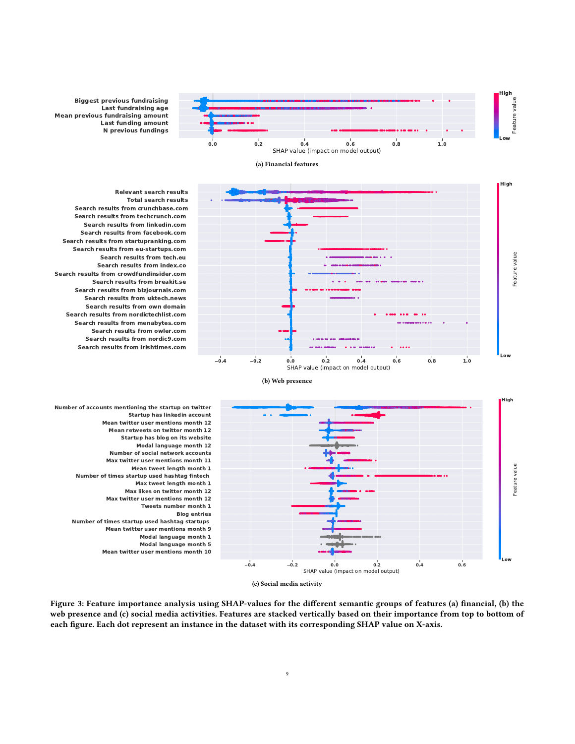(a) Financial features

(b) Web presence

(c) Social media activity

**Figure 3: Feature importance analysis using SHAP-values for the different semantic groups of features (a) financial, (b) the web presence and (c) social media activities. Features are stacked vertically based on their importance from top to bottom of each figure. Each dot represent an instance in the dataset with its corresponding SHAP value on X-axis.**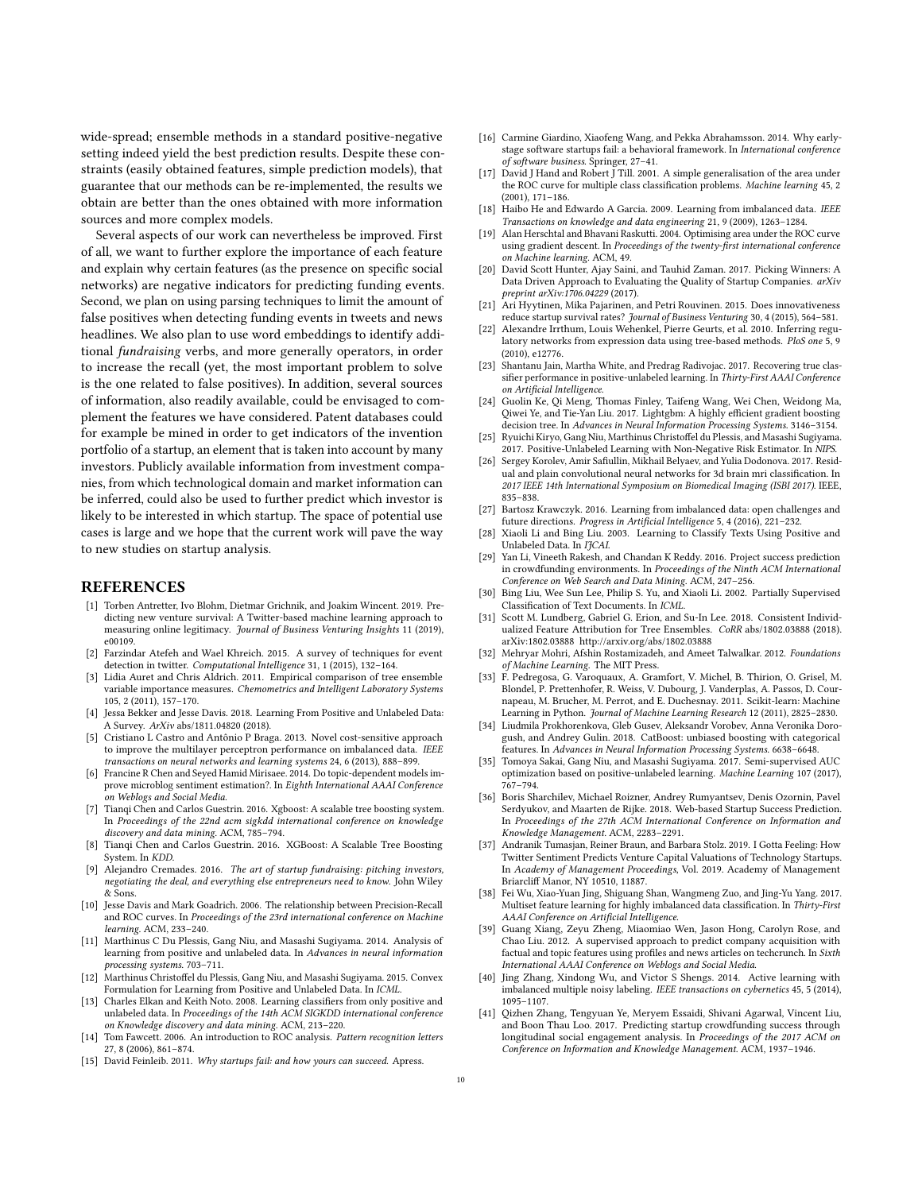wide-spread; ensemble methods in a standard positive-negative setting indeed yield the best prediction results. Despite these constraints (easily obtained features, simple prediction models), that guarantee that our methods can be re-implemented, the results we obtain are better than the ones obtained with more information sources and more complex models.

Several aspects of our work can nevertheless be improved. First of all, we want to further explore the importance of each feature and explain why certain features (as the presence on specific social networks) are negative indicators for predicting funding events. Second, we plan on using parsing techniques to limit the amount of false positives when detecting funding events in tweets and news headlines. We also plan to use word embeddings to identify additional *fundraising* verbs, and more generally operators, in order to increase the recall (yet, the most important problem to solve is the one related to false positives). In addition, several sources of information, also readily available, could be envisaged to complement the features we have considered. Patent databases could for example be mined in order to get indicators of the invention portfolio of a startup, an element that is taken into account by many investors. Publicly available information from investment companies, from which technological domain and market information can be inferred, could also be used to further predict which investor is likely to be interested in which startup. The space of potential use cases is large and we hope that the current work will pave the way to new studies on startup analysis.

## REFERENCES

[1] Torben Antretter, Ivo Blohm, Dietmar Grichnik, and Joakim Wincent. 2019. Predicting new venture survival: A Twitter-based machine learning approach to measuring online legitimacy. *Journal of Business Venturing Insights* 11 (2019), e00109.

[2] Farzindar Atefeh and Wael Khreich. 2015. A survey of techniques for event detection in twitter. *Computational Intelligence* 31, 1 (2015), 132–164.

[3] Lidia Auret and Chris Aldrich. 2011. Empirical comparison of tree ensemble variable importance measures. *Chemometrics and Intelligent Laboratory Systems* 105, 2 (2011), 157–170.

[4] Jessa Bekker and Jesse Davis. 2018. Learning From Positive and Unlabeled Data: A Survey. *ArXiv* abs/1811.04820 (2018).

[5] Cristiano L Castro and Antônio P Braga. 2013. Novel cost-sensitive approach to improve the multilayer perceptron performance on imbalanced data. *IEEE transactions on neural networks and learning systems* 24, 6 (2013), 888–899.

[6] Francine R Chen and Seyed Hamid Mirisaee. 2014. Do topic-dependent models improve microblog sentiment estimation?. In *Eighth International AAAI Conference on Weblogs and Social Media*.

[7] Tianqi Chen and Carlos Guestrin. 2016. Xgboost: A scalable tree boosting system. In *Proceedings of the 22nd acm sigkdd international conference on knowledge discovery and data mining*. ACM, 785–794.

[8] Tianqi Chen and Carlos Guestrin. 2016. XGBoost: A Scalable Tree Boosting System. In *KDD*.

[9] Alejandro Cremades. 2016. *The art of startup fundraising: pitching investors, negotiating the deal, and everything else entrepreneurs need to know*. John Wiley & Sons.

[10] Jesse Davis and Mark Goadrich. 2006. The relationship between Precision-Recall and ROC curves. In *Proceedings of the 23rd international conference on Machine learning*. ACM, 233–240.

[11] Marthinus C Du Plessis, Gang Niu, and Masashi Sugiyama. 2014. Analysis of learning from positive and unlabeled data. In *Advances in neural information processing systems*. 703–711.

[12] Marthinus Christoffel du Plessis, Gang Niu, and Masashi Sugiyama. 2015. Convex Formulation for Learning from Positive and Unlabeled Data. In *ICML*.

[13] Charles Elkan and Keith Noto. 2008. Learning classifiers from only positive and unlabeled data. In *Proceedings of the 14th ACM SIGKDD international conference on Knowledge discovery and data mining*. ACM, 213–220.

[14] Tom Fawcett. 2006. An introduction to ROC analysis. *Pattern recognition letters* 27, 8 (2006), 861–874.

[15] David Feinleib. 2011. *Why startups fail: and how yours can succeed*. Apress.

[16] Carmine Giardino, Xiaofeng Wang, and Pekka Abrahamsson. 2014. Why early-stage software startups fail: a behavioral framework. In *International conference of software business*. Springer, 27–41.

[17] David J Hand and Robert J Till. 2001. A simple generalisation of the area under the ROC curve for multiple class classification problems. *Machine learning* 45, 2 (2001), 171–186.

[18] Haibo He and Edwardo A Garcia. 2009. Learning from imbalanced data. *IEEE Transactions on knowledge and data engineering* 21, 9 (2009), 1263–1284.

[19] Alan Herschtal and Bhavani Raskutti. 2004. Optimising area under the ROC curve using gradient descent. In *Proceedings of the twenty-first international conference on Machine learning*. ACM, 49.

[20] David Scott Hunter, Ajay Saini, and Tauhid Zaman. 2017. Picking Winners: A Data Driven Approach to Evaluating the Quality of Startup Companies. *arXiv preprint arXiv:1706.04229* (2017).

[21] Ari Hyytinen, Mika Pajarinen, and Petri Rouvinen. 2015. Does innovativeness reduce startup survival rates? *Journal of Business Venturing* 30, 4 (2015), 564–581.

[22] Alexandre Irrthum, Louis Wehenkel, Pierre Geurts, et al. 2010. Inferring regulatory networks from expression data using tree-based methods. *PloS one* 5, 9 (2010), e12776.

[23] Shantanu Jain, Martha White, and Predrag Radivojac. 2017. Recovering true classifier performance in positive-unlabeled learning. In *Thirty-First AAAI Conference on Artificial Intelligence*.

[24] Guolin Ke, Qi Meng, Thomas Finley, Taifeng Wang, Wei Chen, Weidong Ma, Qiwei Ye, and Tie-Yan Liu. 2017. Lightgbm: A highly efficient gradient boosting decision tree. In *Advances in Neural Information Processing Systems*. 3146–3154.

[25] Ryuichi Kiryo, Gang Niu, Marthinus Christoffel du Plessis, and Masashi Sugiyama. 2017. Positive-Unlabeled Learning with Non-Negative Risk Estimator. In *NIPS*.

[26] Sergey Korolev, Amir Safiullin, Mikhail Belyaev, and Yulia Dodonova. 2017. Residual and plain convolutional neural networks for 3d brain mri classification. In *2017 IEEE 14th International Symposium on Biomedical Imaging (ISBI 2017)*. IEEE, 835–838.

[27] Bartosz Krawczyk. 2016. Learning from imbalanced data: open challenges and future directions. *Progress in Artificial Intelligence* 5, 4 (2016), 221–232.

[28] Xiaoli Li and Bing Liu. 2003. Learning to Classify Texts Using Positive and Unlabeled Data. In *IJCAI*.

[29] Yan Li, Vineeth Rakesh, and Chandan K Reddy. 2016. Project success prediction in crowdfunding environments. In *Proceedings of the Ninth ACM International Conference on Web Search and Data Mining*. ACM, 247–256.

[30] Bing Liu, Wee Sun Lee, Philip S. Yu, and Xiaoli Li. 2002. Partially Supervised Classification of Text Documents. In *ICML*.

[31] Scott M. Lundberg, Gabriel G. Erion, and Su-In Lee. 2018. Consistent Individualized Feature Attribution for Tree Ensembles. *CoRR* abs/1802.03888 (2018). arXiv:1802.03888 http://arxiv.org/abs/1802.03888

[32] Mehryar Mohri, Afshin Rostamizadeh, and Ameet Talwalkar. 2012. *Foundations of Machine Learning*. The MIT Press.

[33] F. Pedregosa, G. Varoquaux, A. Gramfort, V. Michel, B. Thirion, O. Grisel, M. Blondel, P. Prettenhofer, R. Weiss, V. Dubourg, J. Vanderplas, A. Passos, D. Cournapeau, M. Brucher, M. Perrot, and E. Duchesnay. 2011. Scikit-learn: Machine Learning in Python. *Journal of Machine Learning Research* 12 (2011), 2825–2830.

[34] Liudmila Prokhorenkova, Gleb Gusev, Aleksandr Vorobev, Anna Veronika Dorogush, and Andrey Gulin. 2018. CatBoost: unbiased boosting with categorical features. In *Advances in Neural Information Processing Systems*. 6638–6648.

[35] Tomoya Sakai, Gang Niu, and Masashi Sugiyama. 2017. Semi-supervised AUC optimization based on positive-unlabeled learning. *Machine Learning* 107 (2017), 767–794.

[36] Boris Sharchilev, Michael Roizner, Andrey Rumyantsev, Denis Ozornin, Pavel Serdyukov, and Maarten de Rijke. 2018. Web-based Startup Success Prediction. In *Proceedings of the 27th ACM International Conference on Information and Knowledge Management*. ACM, 2283–2291.

[37] Andranik Tumasjan, Reiner Braun, and Barbara Stolz. 2019. I Gotta Feeling: How Twitter Sentiment Predicts Venture Capital Valuations of Technology Startups. In *Academy of Management Proceedings*, Vol. 2019. Academy of Management Briarcliff Manor, NY 10510, 11887.

[38] Fei Wu, Xiao-Yuan Jing, Shiguang Shan, Wangmeng Zuo, and Jing-Yu Yang. 2017. Multiset feature learning for highly imbalanced data classification. In *Thirty-First AAAI Conference on Artificial Intelligence*.

[39] Guang Xiang, Zeyu Zheng, Miaomiao Wen, Jason Hong, Carolyn Rose, and Chao Liu. 2012. A supervised approach to predict company acquisition with factual and topic features using profiles and news articles on techcrunch. In *Sixth International AAAI Conference on Weblogs and Social Media*.

[40] Jing Zhang, Xindong Wu, and Victor S Shengs. 2014. Active learning with imbalanced multiple noisy labeling. *IEEE transactions on cybernetics* 45, 5 (2014), 1095–1107.

[41] Qizhen Zhang, Tengyuan Ye, Meryem Essaidi, Shivani Agarwal, Vincent Liu, and Boon Thau Loo. 2017. Predicting startup crowdfunding success through longitudinal social engagement analysis. In *Proceedings of the 2017 ACM on Conference on Information and Knowledge Management*. ACM, 1937–1946.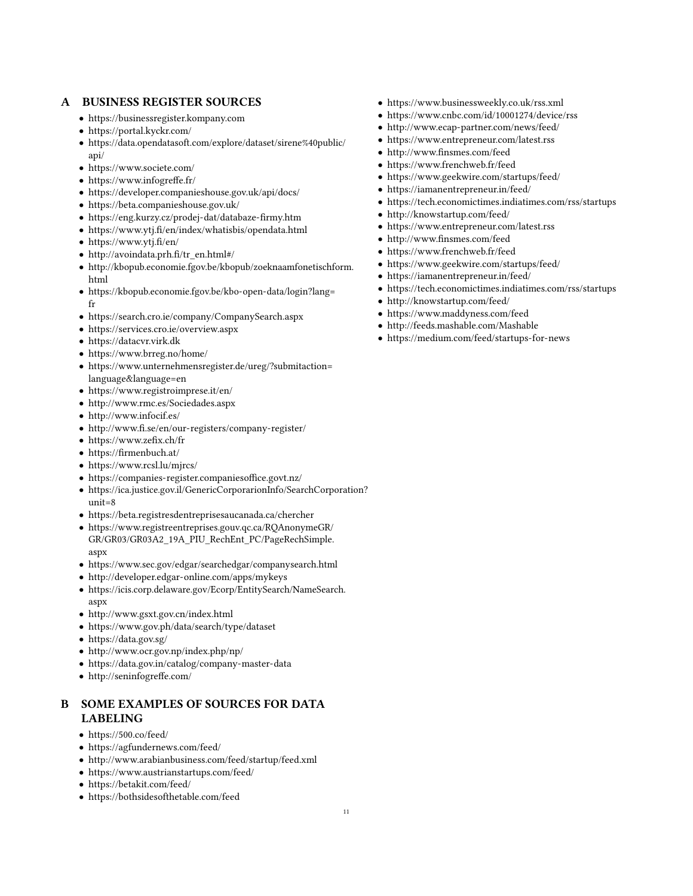## A BUSINESS REGISTER SOURCES

- https://businessregister.kompany.com
- https://portal.kyckr.com/
- https://data.opendatasoft.com/explore/dataset/sirene%40public/api/
- https://www.societe.com/
- https://www.infogreffe.fr/
- https://developer.companieshouse.gov.uk/api/docs/
- https://beta.companieshouse.gov.uk/
- https://eng.kurzy.cz/prodej-dat/databaze-firmy.htm
- https://www.ytj.fi/en/index/whatisbis/opendata.html
- https://www.ytj.fi/en/
- http://avoindata.prh.fi/tr_en.html#/
- http://kbopub.economie.fgov.be/kbopub/zoeknaamfonetischform.html
- https://kbopub.economie.fgov.be/kbo-open-data/login?lang=fr
- https://search.cro.ie/company/CompanySearch.aspx
- https://services.cro.ie/overview.aspx
- https://datacvr.virk.dk
- https://www.brreg.no/home/
- https://www.unternehmensregister.de/ureg/?submitaction=language&language=en
- https://www.registroimprese.it/en/
- http://www.rmc.es/Sociedades.aspx
- http://www.infocif.es/
- http://www.fi.se/en/our-registers/company-register/
- https://www.zefix.ch/fr
- https://firmenbuch.at/
- https://www.rcsl.lu/mjrcs/
- https://companies-register.companiesoffice.govt.nz/
- https://ica.justice.gov.il/GenericCorporarionInfo/SearchCorporation?unit=8
- https://beta.registresdentreprisesaucanada.ca/chercher
- https://www.registreentreprises.gouv.qc.ca/RQAnonymeGR/GR/GR03/GR03A2_19A_PIU_RechEnt_PC/PageRechSimple.aspx
- https://www.sec.gov/edgar/searchedgar/companysearch.html
- http://developer.edgar-online.com/apps/mykeys
- https://icis.corp.delaware.gov/Ecorp/EntitySearch/NameSearch.aspx
- http://www.gsxt.gov.cn/index.html
- https://www.gov.ph/data/search/type/dataset
- https://data.gov.sg/
- http://www.ocr.gov.np/index.php/np/
- https://data.gov.in/catalog/company-master-data
- http://seninfogreffe.com/

## B SOME EXAMPLES OF SOURCES FOR DATA LABELING

- https://500.co/feed/
- https://agfundernews.com/feed/
- http://www.arabianbusiness.com/feed/startup/feed.xml
- https://www.austrianstartups.com/feed/
- https://betakit.com/feed/
- https://bothsidesofthetable.com/feed
- https://www.businessweekly.co.uk/rss.xml
- https://www.cnbc.com/id/10001274/device/rss
- http://www.ecap-partner.com/news/feed/
- https://www.entrepreneur.com/latest.rss
- http://www.finsmes.com/feed
- https://www.frenchweb.fr/feed
- https://www.geekwire.com/startups/feed/
- https://iamanentrepreneur.in/feed/
- https://tech.economictimes.indiatimes.com/rss/startups
- http://knowstartup.com/feed/
- https://www.entrepreneur.com/latest.rss
- http://www.finsmes.com/feed
- https://www.frenchweb.fr/feed
- https://www.geekwire.com/startups/feed/
- https://iamanentrepreneur.in/feed/
- https://tech.economictimes.indiatimes.com/rss/startups
- http://knowstartup.com/feed/
- https://www.maddyness.com/feed
- http://feeds.mashable.com/Mashable
- https://medium.com/feed/startups-for-news